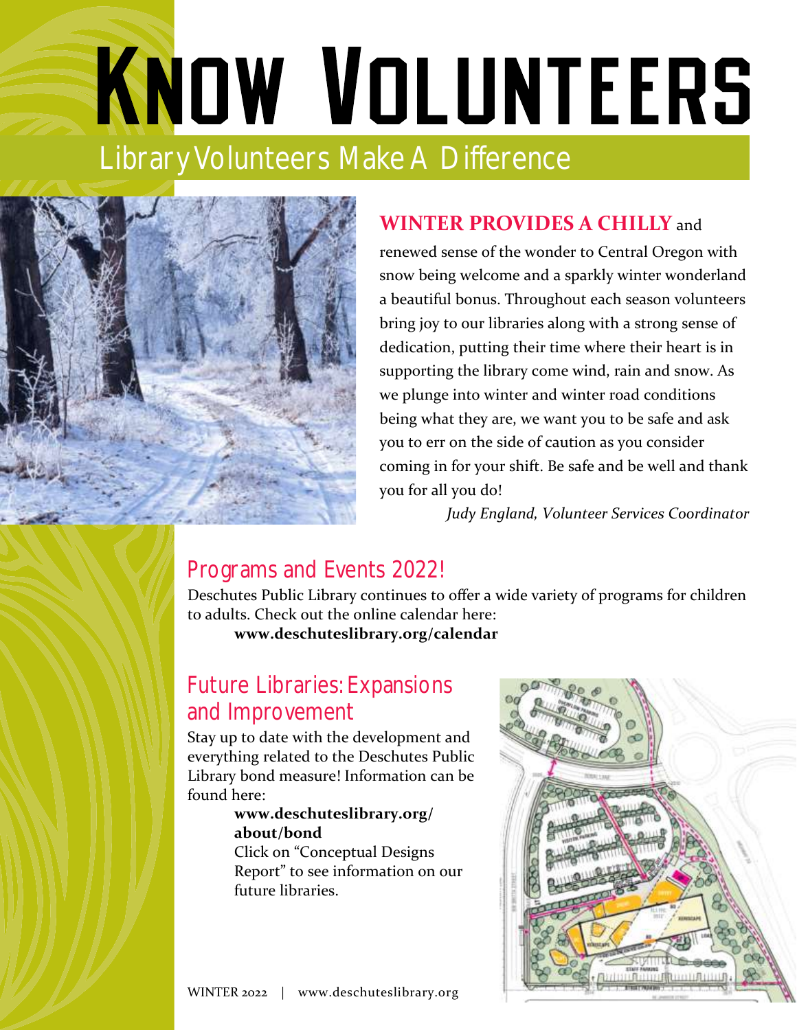# Know Volunteers

## Library Volunteers Make A Difference

**WINTER PROVIDES A CHILLY** and renewed sense of the wonder to Central Oregon with snow being welcome and a sparkly winter wonderland a beautiful bonus. Throughout each season volunteers bring joy to our libraries along with a strong sense of dedication, putting their time where their heart is in supporting the library come wind, rain and snow. As we plunge into winter and winter road conditions being what they are, we want you to be safe and ask you to err on the side of caution as you consider coming in for your shift. Be safe and be well and thank you for all you do!

*Judy England, Volunteer Services Coordinator*

## Programs and Events 2022!

Deschutes Public Library continues to offer a wide variety of programs for children to adults. Check out the online calendar here:

**www.deschuteslibrary.org/calendar**

## Future Libraries: Expansions and Improvement

Stay up to date with the development and everything related to the Deschutes Public Library bond measure! Information can be found here:

**www.deschuteslibrary.org/about/bond**

Click on "Conceptual Designs Report" to see information on our future libraries.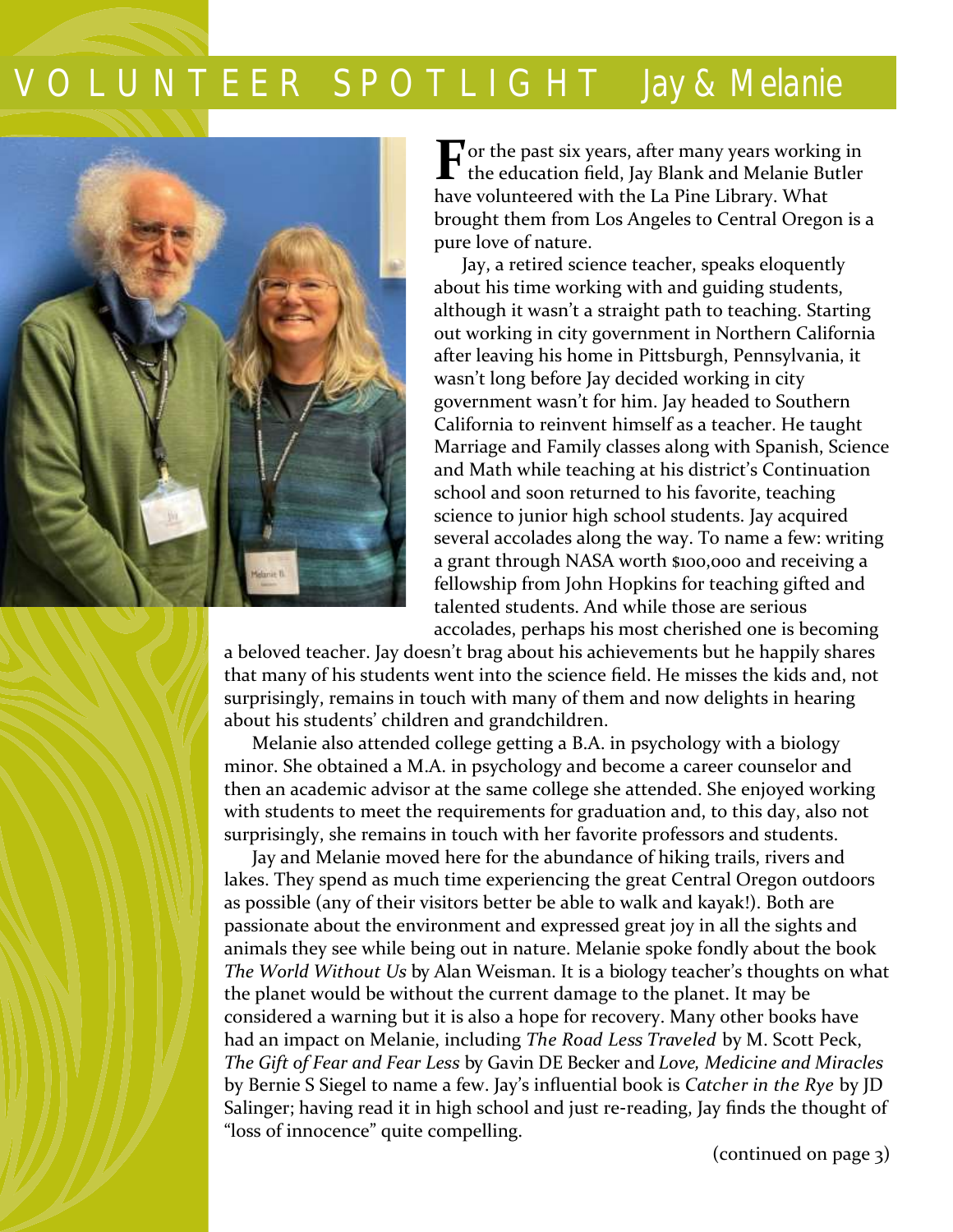# VOLUNTEER SPOTLIGHT Jay & Melanie

For the past six years, after many years working in the education field, Jay Blank and Melanie Butler have volunteered with the La Pine Library. What brought them from Los Angeles to Central Oregon is a pure love of nature.

Jay, a retired science teacher, speaks eloquently about his time working with and guiding students, although it wasn't a straight path to teaching. Starting out working in city government in Northern California after leaving his home in Pittsburgh, Pennsylvania, it wasn't long before Jay decided working in city government wasn't for him. Jay headed to Southern California to reinvent himself as a teacher. He taught Marriage and Family classes along with Spanish, Science and Math while teaching at his district's Continuation school and soon returned to his favorite, teaching science to junior high school students. Jay acquired several accolades along the way. To name a few: writing a grant through NASA worth $100,000 and receiving a fellowship from John Hopkins for teaching gifted and talented students. And while those are serious accolades, perhaps his most cherished one is becoming a beloved teacher. Jay doesn't brag about his achievements but he happily shares that many of his students went into the science field. He misses the kids and, not surprisingly, remains in touch with many of them and now delights in hearing about his students' children and grandchildren.

Melanie also attended college getting a B.A. in psychology with a biology minor. She obtained a M.A. in psychology and become a career counselor and then an academic advisor at the same college she attended. She enjoyed working with students to meet the requirements for graduation and, to this day, also not surprisingly, she remains in touch with her favorite professors and students.

Jay and Melanie moved here for the abundance of hiking trails, rivers and lakes. They spend as much time experiencing the great Central Oregon outdoors as possible (any of their visitors better be able to walk and kayak!). Both are passionate about the environment and expressed great joy in all the sights and animals they see while being out in nature. Melanie spoke fondly about the book *The World Without Us* by Alan Weisman. It is a biology teacher's thoughts on what the planet would be without the current damage to the planet. It may be considered a warning but it is also a hope for recovery. Many other books have had an impact on Melanie, including *The Road Less Traveled* by M. Scott Peck, *The Gift of Fear and Fear Less* by Gavin DE Becker and *Love, Medicine and Miracles* by Bernie S Siegel to name a few. Jay's influential book is *Catcher in the Rye* by JD Salinger; having read it in high school and just re-reading, Jay finds the thought of "loss of innocence" quite compelling.

(continued on page 3)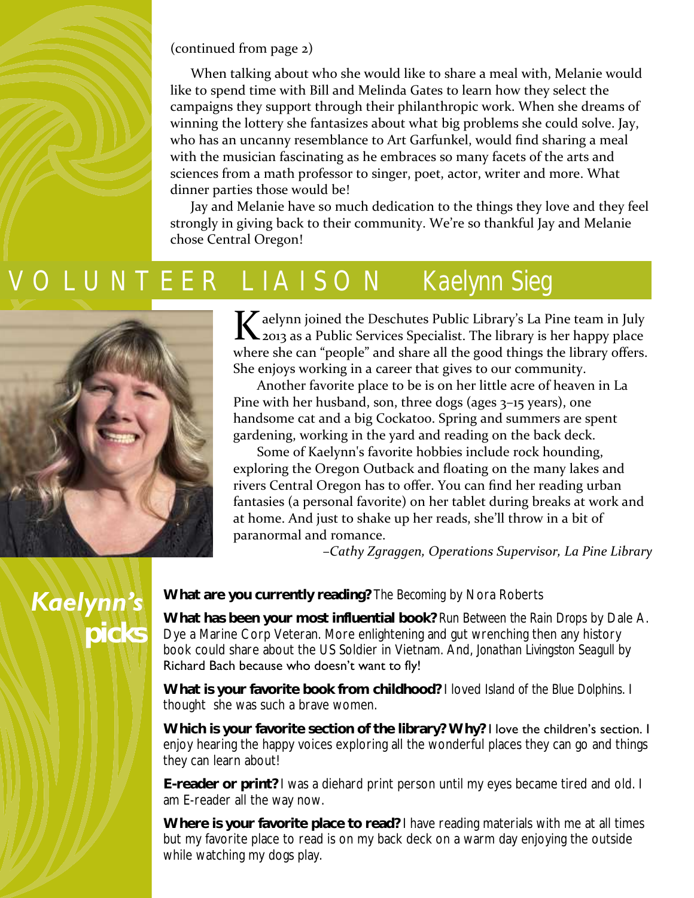(continued from page 2)

When talking about who she would like to share a meal with, Melanie would like to spend time with Bill and Melinda Gates to learn how they select the campaigns they support through their philanthropic work. When she dreams of winning the lottery she fantasizes about what big problems she could solve. Jay, who has an uncanny resemblance to Art Garfunkel, would find sharing a meal with the musician fascinating as he embraces so many facets of the arts and sciences from a math professor to singer, poet, actor, writer and more. What dinner parties those would be!

Jay and Melanie have so much dedication to the things they love and they feel strongly in giving back to their community. We're so thankful Jay and Melanie chose Central Oregon!

## VOLUNTEER LIAISON Kaelynn Sieg

Kaelynn joined the Deschutes Public Library's La Pine team in July 2013 as a Public Services Specialist. The library is her happy place where she can "people" and share all the good things the library offers. She enjoys working in a career that gives to our community.

Another favorite place to be is on her little acre of heaven in La Pine with her husband, son, three dogs (ages 3–15 years), one handsome cat and a big Cockatoo. Spring and summers are spent gardening, working in the yard and reading on the back deck.

Some of Kaelynn's favorite hobbies include rock hounding, exploring the Oregon Outback and floating on the many lakes and rivers Central Oregon has to offer. You can find her reading urban fantasies (a personal favorite) on her tablet during breaks at work and at home. And just to shake up her reads, she'll throw in a bit of paranormal and romance.

*–Cathy Zgraggen, Operations Supervisor, La Pine Library*

### *Kaelynn's* picks

**What are you currently reading?** The Becoming by Nora Roberts

**What has been your most influential book?** Run Between the Rain Drops by Dale A. Dye a Marine Corp Veteran. More enlightening and gut wrenching then any history book could share about the US Soldier in Vietnam. And, *Jonathan Livingston Seagull* by Richard Bach because who doesn't want to fly!

**What is your favorite book from childhood?** I loved *Island of the Blue Dolphins*. I thought she was such a brave women.

**Which is your favorite section of the library? Why?** I love the children's section. I enjoy hearing the happy voices exploring all the wonderful places they can go and things they can learn about!

**E-reader or print?** I was a diehard print person until my eyes became tired and old. I am E-reader all the way now.

**Where is your favorite place to read?** I have reading materials with me at all times but my favorite place to read is on my back deck on a warm day enjoying the outside while watching my dogs play.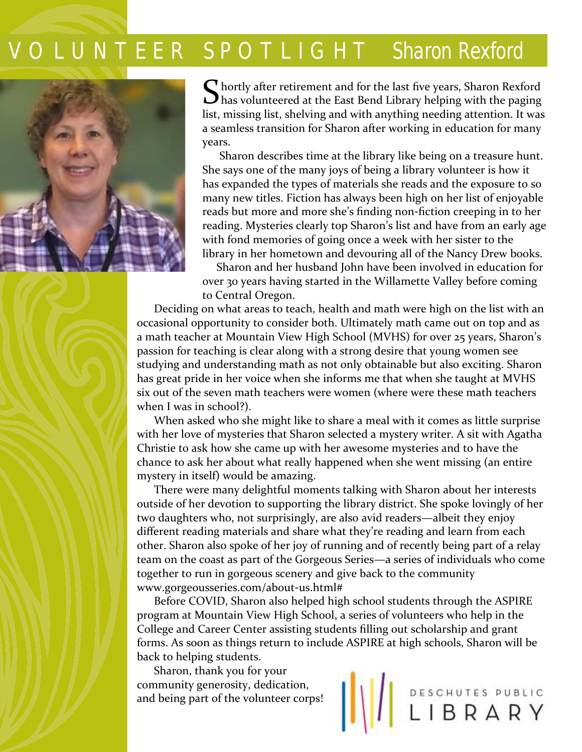# VOLUNTEER SPOTLIGHT Sharon Rexford

Shortly after retirement and for the last five years, Sharon Rexford has volunteered at the East Bend Library helping with the paging list, missing list, shelving and with anything needing attention. It was a seamless transition for Sharon after working in education for many years.

Sharon describes time at the library like being on a treasure hunt. She says one of the many joys of being a library volunteer is how it has expanded the types of materials she reads and the exposure to so many new titles. Fiction has always been high on her list of enjoyable reads but more and more she's finding non-fiction creeping in to her reading. Mysteries clearly top Sharon's list and have from an early age with fond memories of going once a week with her sister to the library in her hometown and devouring all of the Nancy Drew books.

Sharon and her husband John have been involved in education for over 30 years having started in the Willamette Valley before coming to Central Oregon.

Deciding on what areas to teach, health and math were high on the list with an occasional opportunity to consider both. Ultimately math came out on top and as a math teacher at Mountain View High School (MVHS) for over 25 years, Sharon's passion for teaching is clear along with a strong desire that young women see studying and understanding math as not only obtainable but also exciting. Sharon has great pride in her voice when she informs me that when she taught at MVHS six out of the seven math teachers were women (where were these math teachers when I was in school?).

When asked who she might like to share a meal with it comes as little surprise with her love of mysteries that Sharon selected a mystery writer. A sit with Agatha Christie to ask how she came up with her awesome mysteries and to have the chance to ask her about what really happened when she went missing (an entire mystery in itself) would be amazing.

There were many delightful moments talking with Sharon about her interests outside of her devotion to supporting the library district. She spoke lovingly of her two daughters who, not surprisingly, are also avid readers—albeit they enjoy different reading materials and share what they're reading and learn from each other. Sharon also spoke of her joy of running and of recently being part of a relay team on the coast as part of the Gorgeous Series—a series of individuals who come together to run in gorgeous scenery and give back to the community www.gorgeousseries.com/about-us.html#

Before COVID, Sharon also helped high school students through the ASPIRE program at Mountain View High School, a series of volunteers who help in the College and Career Center assisting students filling out scholarship and grant forms. As soon as things return to include ASPIRE at high schools, Sharon will be back to helping students.

Sharon, thank you for your community generosity, dedication, and being part of the volunteer corps!

DESCHUTES PUBLIC LIBRARY